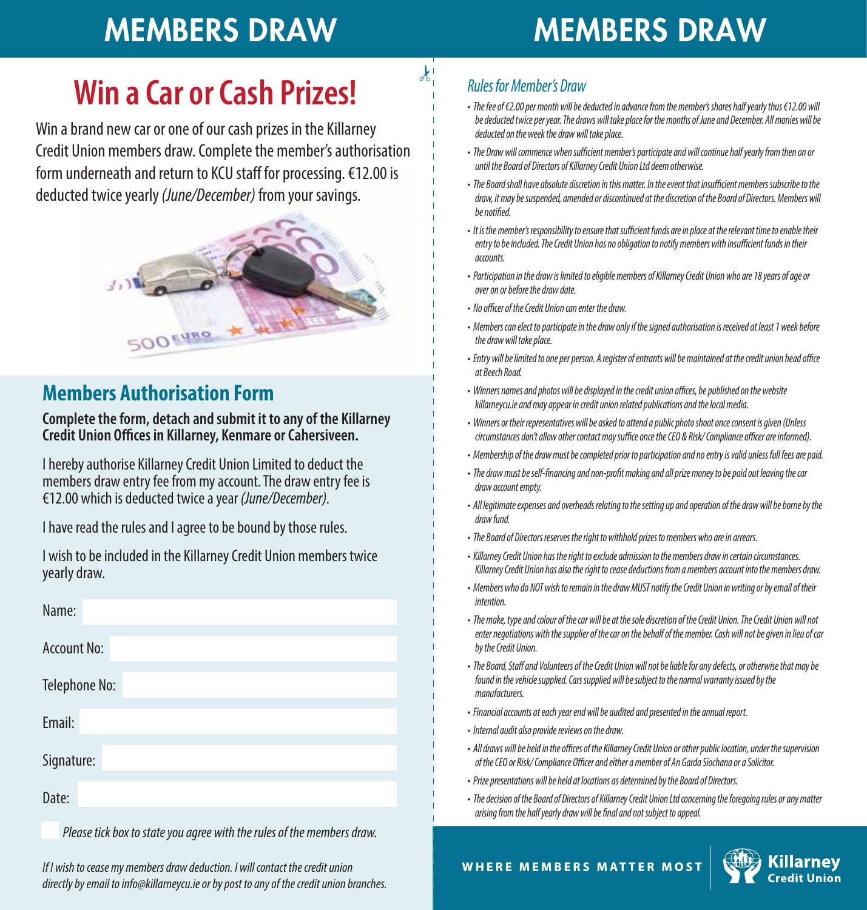# MEMBERS DRAW

## Win a Car or Cash Prizes!

Win a brand new car or one of our cash prizes in the Killarney Credit Union members draw. Complete the member's authorisation form underneath and return to KCU staff for processing. €12.00 is deducted twice yearly *(June/December)* from your savings.

## Members Authorisation Form

**Complete the form, detach and submit it to any of the Killarney Credit Union Offices in Killarney, Kenmare or Cahersiveen.**

I hereby authorise Killarney Credit Union Limited to deduct the members draw entry fee from my account. The draw entry fee is €12.00 which is deducted twice a year *(June/December)*.

I have read the rules and I agree to be bound by those rules.

I wish to be included in the Killarney Credit Union members twice yearly draw.

Name:

Account No:

Telephone No:

Email:

Signature:

Date:

☐ *Please tick box to state you agree with the rules of the members draw.*

*If I wish to cease my members draw deduction. I will contact the credit union directly by email to info@killarneycu.ie or by post to any of the credit union branches.*

# MEMBERS DRAW

### *Rules for Member's Draw*

- *The fee of €2.00 per month will be deducted in advance from the member's shares half yearly thus €12.00 will be deducted twice per year. The draws will take place for the months of June and December. All monies will be deducted on the week the draw will take place.*
- *The Draw will commence when sufficient member's participate and will continue half yearly from then on or until the Board of Directors of Killarney Credit Union Ltd deem otherwise.*
- *The Board shall have absolute discretion in this matter. In the event that insufficient members subscribe to the draw, it may be suspended, amended or discontinued at the discretion of the Board of Directors. Members will be notified.*
- *It is the member's responsibility to ensure that sufficient funds are in place at the relevant time to enable their entry to be included. The Credit Union has no obligation to notify members with insufficient funds in their accounts.*
- *Participation in the draw is limited to eligible members of Killarney Credit Union who are 18 years of age or over on or before the draw date.*
- *No officer of the Credit Union can enter the draw.*
- *Members can elect to participate in the draw only if the signed authorisation is received at least 1 week before the draw will take place.*
- *Entry will be limited to one per person. A register of entrants will be maintained at the credit union head office at Beech Road.*
- *Winners names and photos will be displayed in the credit union offices, be published on the website killarneycu.ie and may appear in credit union related publications and the local media.*
- *Winners or their representatives will be asked to attend a public photo shoot once consent is given (Unless circumstances don't allow other contact may suffice once the CEO & Risk/ Compliance officer are informed).*
- *Membership of the draw must be completed prior to participation and no entry is valid unless full fees are paid.*
- *The draw must be self-financing and non-profit making and all prize money to be paid out leaving the car draw account empty.*
- *All legitimate expenses and overheads relating to the setting up and operation of the draw will be borne by the draw fund.*
- *The Board of Directors reserves the right to withhold prizes to members who are in arrears.*
- *Killarney Credit Union has the right to exclude admission to the members draw in certain circumstances. Killarney Credit Union has also the right to cease deductions from a members account into the members draw.*
- *Members who do NOT wish to remain in the draw MUST notify the Credit Union in writing or by email of their intention.*
- *The make, type and colour of the car will be at the sole discretion of the Credit Union. The Credit Union will not enter negotiations with the supplier of the car on the behalf of the member. Cash will not be given in lieu of car by the Credit Union.*
- *The Board, Staff and Volunteers of the Credit Union will not be liable for any defects, or otherwise that may be found in the vehicle supplied. Cars supplied will be subject to the normal warranty issued by the manufacturers.*
- *Financial accounts at each year end will be audited and presented in the annual report.*
- *Internal audit also provide reviews on the draw.*
- *All draws will be held in the offices of the Killarney Credit Union or other public location, under the supervision of the CEO or Risk/ Compliance Officer and either a member of An Garda Siochana or a Solicitor.*
- *Prize presentations will be held at locations as determined by the Board of Directors.*
- *The decision of the Board of Directors of Killarney Credit Union Ltd concerning the foregoing rules or any matter arising from the half yearly draw will be final and not subject to appeal.*

**WHERE MEMBERS MATTER MOST**

**Killarney Credit Union**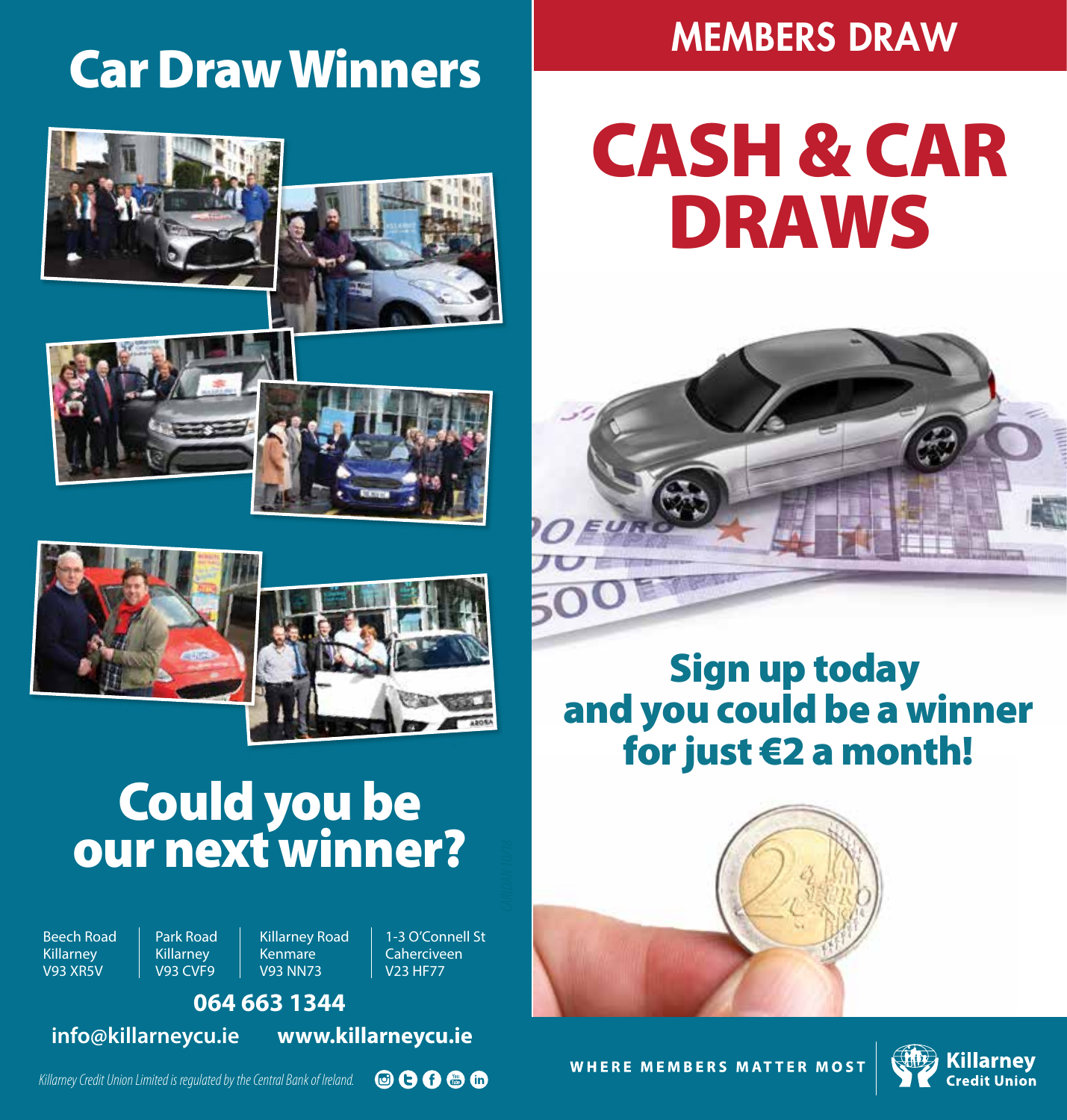# Car Draw Winners

# Could you be our next winner?

Beech Road
Killarney
V93 XR5V

Park Road
Killarney
V93 CVF9

Killarney Road
Kenmare
V93 NN73

1-3 O'Connell St
Caherciveen
V23 HF77

**064 663 1344**

**info@killarneycu.ie** **www.killarneycu.ie**

*Killarney Credit Union Limited is regulated by the Central Bank of Ireland.*

## MEMBERS DRAW

# CASH & CAR DRAWS

## Sign up today and you could be a winner for just €2 a month!

**WHERE MEMBERS MATTER MOST**

**Killarney Credit Union**